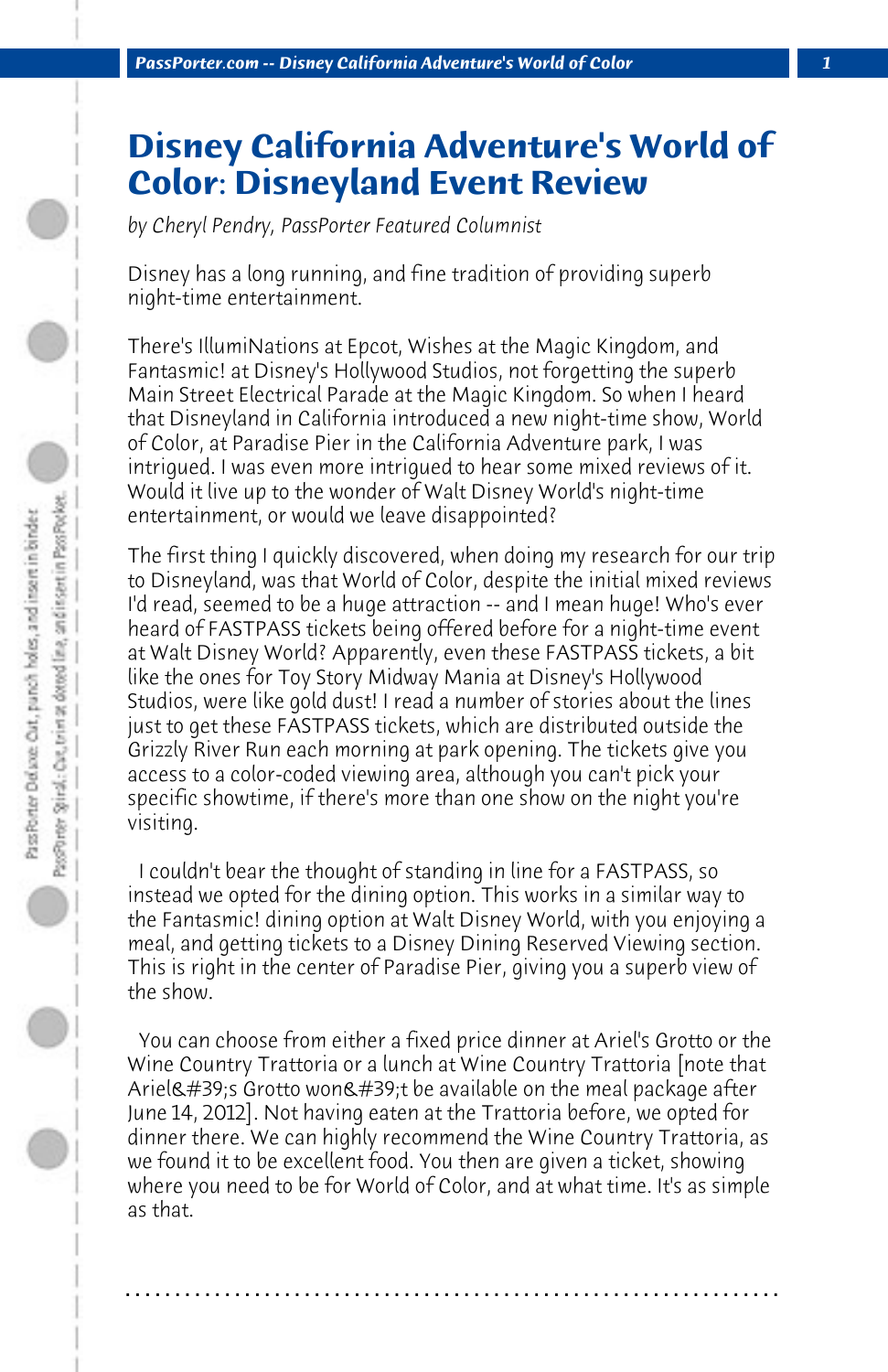# Disney California Adventure's World of Color: Disneyland Event Review

*by Cheryl Pendry, PassPorter Featured Columnist*

Disney has a long running, and fine tradition of providing superb night-time entertainment.

There's IllumiNations at Epcot, Wishes at the Magic Kingdom, and Fantasmic! at Disney's Hollywood Studios, not forgetting the superb Main Street Electrical Parade at the Magic Kingdom. So when I heard that Disneyland in California introduced a new night-time show, World of Color, at Paradise Pier in the California Adventure park, I was intrigued. I was even more intrigued to hear some mixed reviews of it. Would it live up to the wonder of Walt Disney World's night-time entertainment, or would we leave disappointed?

The first thing I quickly discovered, when doing my research for our trip to Disneyland, was that World of Color, despite the initial mixed reviews I'd read, seemed to be a huge attraction -- and I mean huge! Who's ever heard of FASTPASS tickets being offered before for a night-time event at Walt Disney World? Apparently, even these FASTPASS tickets, a bit like the ones for Toy Story Midway Mania at Disney's Hollywood Studios, were like gold dust! I read a number of stories about the lines just to get these FASTPASS tickets, which are distributed outside the Grizzly River Run each morning at park opening. The tickets give you access to a color-coded viewing area, although you can't pick your specific showtime, if there's more than one show on the night you're visiting.

I couldn't bear the thought of standing in line for a FASTPASS, so instead we opted for the dining option. This works in a similar way to the Fantasmic! dining option at Walt Disney World, with you enjoying a meal, and getting tickets to a Disney Dining Reserved Viewing section. This is right in the center of Paradise Pier, giving you a superb view of the show.

You can choose from either a fixed price dinner at Ariel's Grotto or the Wine Country Trattoria or a lunch at Wine Country Trattoria [note that Ariel&#39;s Grotto won&#39;t be available on the meal package after June 14, 2012]. Not having eaten at the Trattoria before, we opted for dinner there. We can highly recommend the Wine Country Trattoria, as we found it to be excellent food. You then are given a ticket, showing where you need to be for World of Color, and at what time. It's as simple as that.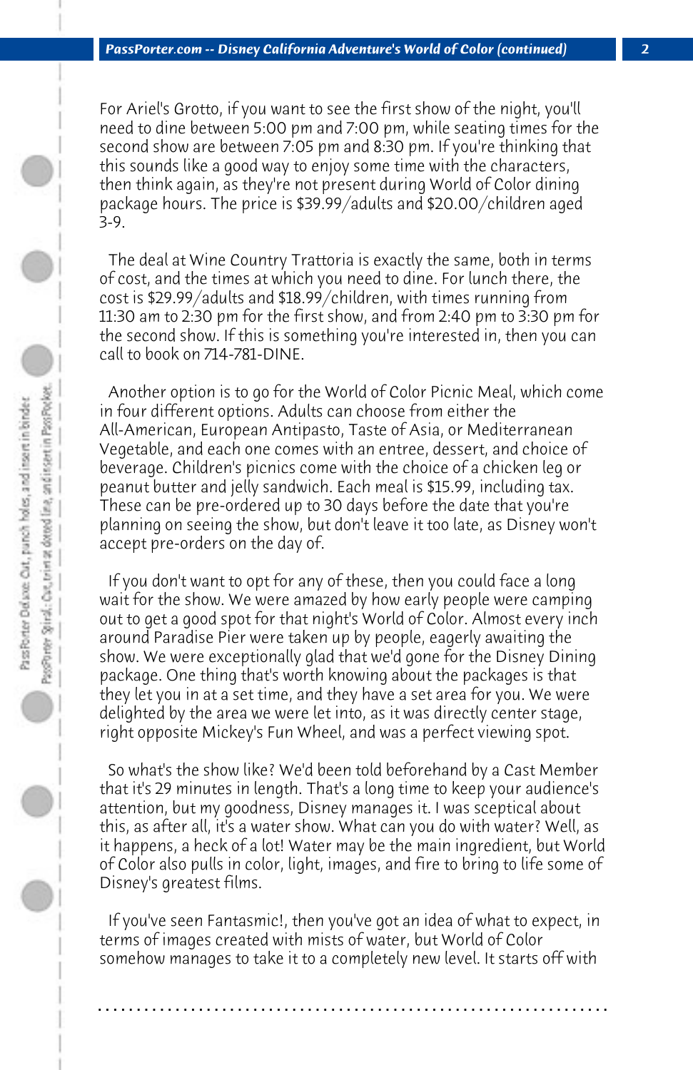For Ariel's Grotto, if you want to see the first show of the night, you'll need to dine between 5:00 pm and 7:00 pm, while seating times for the second show are between 7:05 pm and 8:30 pm. If you're thinking that this sounds like a good way to enjoy some time with the characters, then think again, as they're not present during World of Color dining package hours. The price is $39.99/adults and $20.00/children aged 3-9.

The deal at Wine Country Trattoria is exactly the same, both in terms of cost, and the times at which you need to dine. For lunch there, the cost is $29.99/adults and $18.99/children, with times running from 11:30 am to 2:30 pm for the first show, and from 2:40 pm to 3:30 pm for the second show. If this is something you're interested in, then you can call to book on 714-781-DINE.

Another option is to go for the World of Color Picnic Meal, which come in four different options. Adults can choose from either the All-American, European Antipasto, Taste of Asia, or Mediterranean Vegetable, and each one comes with an entree, dessert, and choice of beverage. Children's picnics come with the choice of a chicken leg or peanut butter and jelly sandwich. Each meal is $15.99, including tax. These can be pre-ordered up to 30 days before the date that you're planning on seeing the show, but don't leave it too late, as Disney won't accept pre-orders on the day of.

If you don't want to opt for any of these, then you could face a long wait for the show. We were amazed by how early people were camping out to get a good spot for that night's World of Color. Almost every inch around Paradise Pier were taken up by people, eagerly awaiting the show. We were exceptionally glad that we'd gone for the Disney Dining package. One thing that's worth knowing about the packages is that they let you in at a set time, and they have a set area for you. We were delighted by the area we were let into, as it was directly center stage, right opposite Mickey's Fun Wheel, and was a perfect viewing spot.

So what's the show like? We'd been told beforehand by a Cast Member that it's 29 minutes in length. That's a long time to keep your audience's attention, but my goodness, Disney manages it. I was sceptical about this, as after all, it's a water show. What can you do with water? Well, as it happens, a heck of a lot! Water may be the main ingredient, but World of Color also pulls in color, light, images, and fire to bring to life some of Disney's greatest films.

If you've seen Fantasmic!, then you've got an idea of what to expect, in terms of images created with mists of water, but World of Color somehow manages to take it to a completely new level. It starts off with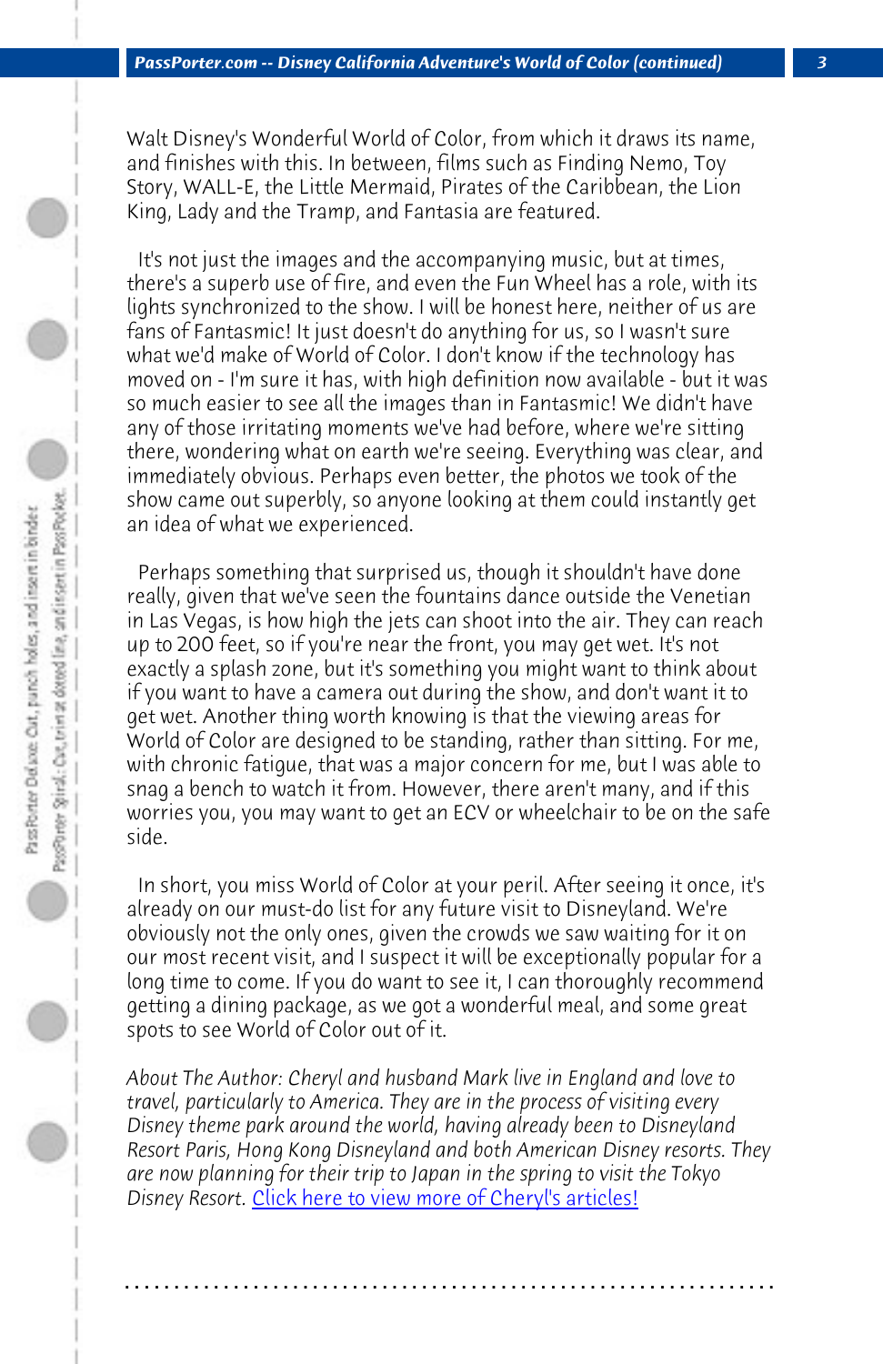Walt Disney's Wonderful World of Color, from which it draws its name, and finishes with this. In between, films such as Finding Nemo, Toy Story, WALL-E, the Little Mermaid, Pirates of the Caribbean, the Lion King, Lady and the Tramp, and Fantasia are featured.

It's not just the images and the accompanying music, but at times, there's a superb use of fire, and even the Fun Wheel has a role, with its lights synchronized to the show. I will be honest here, neither of us are fans of Fantasmic! It just doesn't do anything for us, so I wasn't sure what we'd make of World of Color. I don't know if the technology has moved on - I'm sure it has, with high definition now available - but it was so much easier to see all the images than in Fantasmic! We didn't have any of those irritating moments we've had before, where we're sitting there, wondering what on earth we're seeing. Everything was clear, and immediately obvious. Perhaps even better, the photos we took of the show came out superbly, so anyone looking at them could instantly get an idea of what we experienced.

Perhaps something that surprised us, though it shouldn't have done really, given that we've seen the fountains dance outside the Venetian in Las Vegas, is how high the jets can shoot into the air. They can reach up to 200 feet, so if you're near the front, you may get wet. It's not exactly a splash zone, but it's something you might want to think about if you want to have a camera out during the show, and don't want it to get wet. Another thing worth knowing is that the viewing areas for World of Color are designed to be standing, rather than sitting. For me, with chronic fatigue, that was a major concern for me, but I was able to snag a bench to watch it from. However, there aren't many, and if this worries you, you may want to get an ECV or wheelchair to be on the safe side.

In short, you miss World of Color at your peril. After seeing it once, it's already on our must-do list for any future visit to Disneyland. We're obviously not the only ones, given the crowds we saw waiting for it on our most recent visit, and I suspect it will be exceptionally popular for a long time to come. If you do want to see it, I can thoroughly recommend getting a dining package, as we got a wonderful meal, and some great spots to see World of Color out of it.

*About The Author: Cheryl and husband Mark live in England and love to travel, particularly to America. They are in the process of visiting every Disney theme park around the world, having already been to Disneyland Resort Paris, Hong Kong Disneyland and both American Disney resorts. They are now planning for their trip to Japan in the spring to visit the Tokyo Disney Resort.* Click here to view more of Cheryl's articles!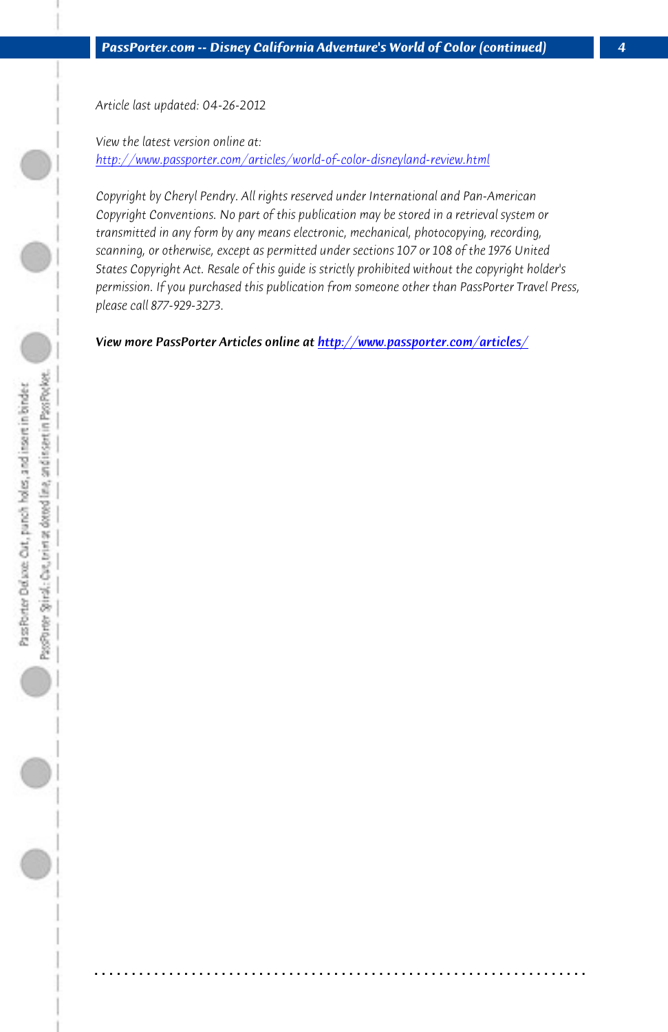*Article last updated: 04-26-2012*

*View the latest version online at:*
*[http://www.passporter.com/articles/world-of-color-disneyland-review.html](http://www.passporter.com/articles/world-of-color-disneyland-review.html)*

*Copyright by Cheryl Pendry. All rights reserved under International and Pan-American Copyright Conventions. No part of this publication may be stored in a retrieval system or transmitted in any form by any means electronic, mechanical, photocopying, recording, scanning, or otherwise, except as permitted under sections 107 or 108 of the 1976 United States Copyright Act. Resale of this guide is strictly prohibited without the copyright holder's permission. If you purchased this publication from someone other than PassPorter Travel Press, please call 877-929-3273.*

***View more PassPorter Articles online at [http://www.passporter.com/articles/](http://www.passporter.com/articles/)***